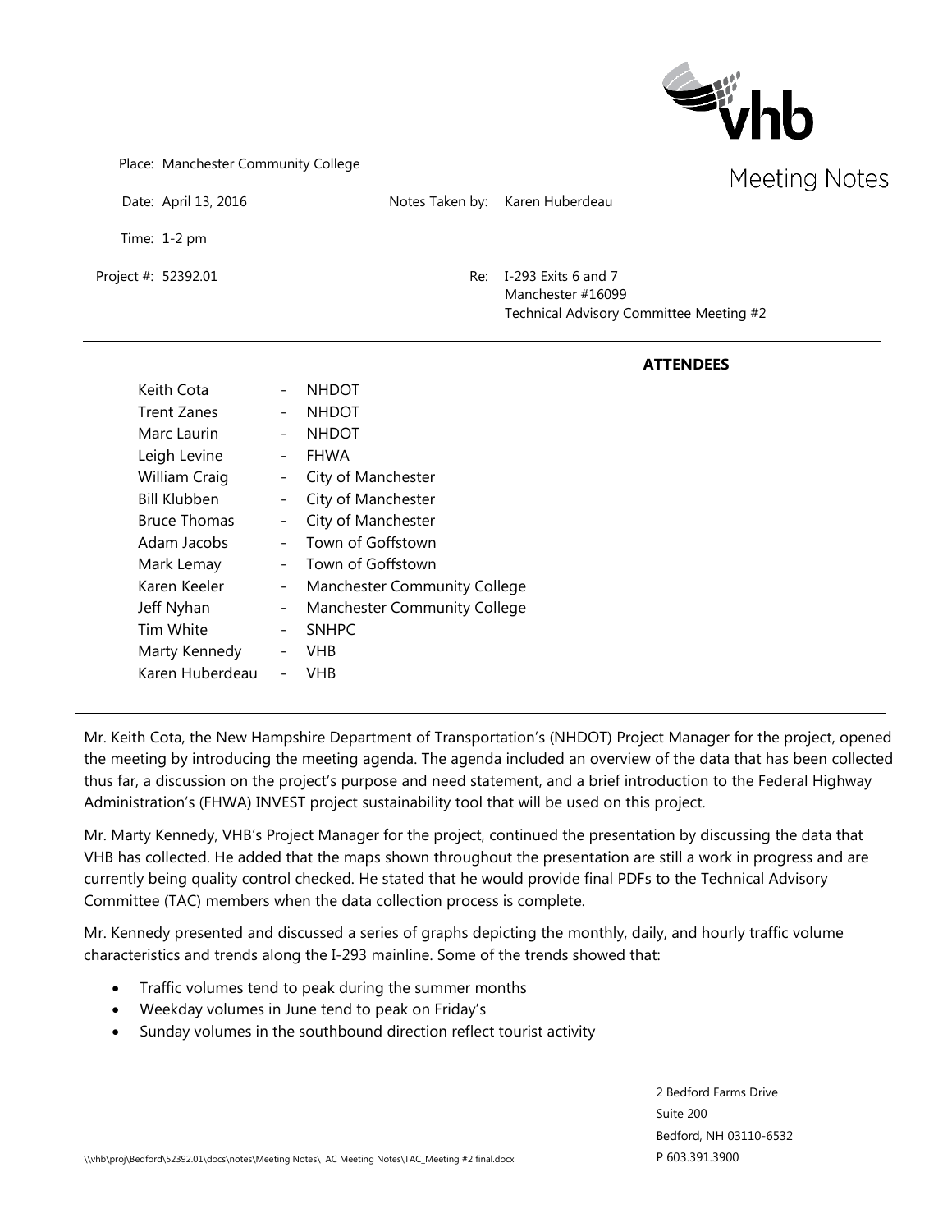Meeting Notes

Place: Manchester Community College

Date: April 13, 2016

Notes Taken by: Karen Huberdeau

Time: 1-2 pm

Project #: 52392.01

Re: I-293 Exits 6 and 7
Manchester #16099
Technical Advisory Committee Meeting #2

---

**ATTENDEES**

| | | |
|---|---|---|
| Keith Cota | - | NHDOT |
| Trent Zanes | - | NHDOT |
| Marc Laurin | - | NHDOT |
| Leigh Levine | - | FHWA |
| William Craig | - | City of Manchester |
| Bill Klubben | - | City of Manchester |
| Bruce Thomas | - | City of Manchester |
| Adam Jacobs | - | Town of Goffstown |
| Mark Lemay | - | Town of Goffstown |
| Karen Keeler | - | Manchester Community College |
| Jeff Nyhan | - | Manchester Community College |
| Tim White | - | SNHPC |
| Marty Kennedy | - | VHB |
| Karen Huberdeau | - | VHB |

---

Mr. Keith Cota, the New Hampshire Department of Transportation's (NHDOT) Project Manager for the project, opened the meeting by introducing the meeting agenda. The agenda included an overview of the data that has been collected thus far, a discussion on the project's purpose and need statement, and a brief introduction to the Federal Highway Administration's (FHWA) INVEST project sustainability tool that will be used on this project.

Mr. Marty Kennedy, VHB's Project Manager for the project, continued the presentation by discussing the data that VHB has collected. He added that the maps shown throughout the presentation are still a work in progress and are currently being quality control checked. He stated that he would provide final PDFs to the Technical Advisory Committee (TAC) members when the data collection process is complete.

Mr. Kennedy presented and discussed a series of graphs depicting the monthly, daily, and hourly traffic volume characteristics and trends along the I-293 mainline. Some of the trends showed that:

- Traffic volumes tend to peak during the summer months
- Weekday volumes in June tend to peak on Friday's
- Sunday volumes in the southbound direction reflect tourist activity

2 Bedford Farms Drive
Suite 200
Bedford, NH 03110-6532
P 603.391.3900

\\vhb\proj\Bedford\52392.01\docs\notes\Meeting Notes\TAC Meeting Notes\TAC_Meeting #2 final.docx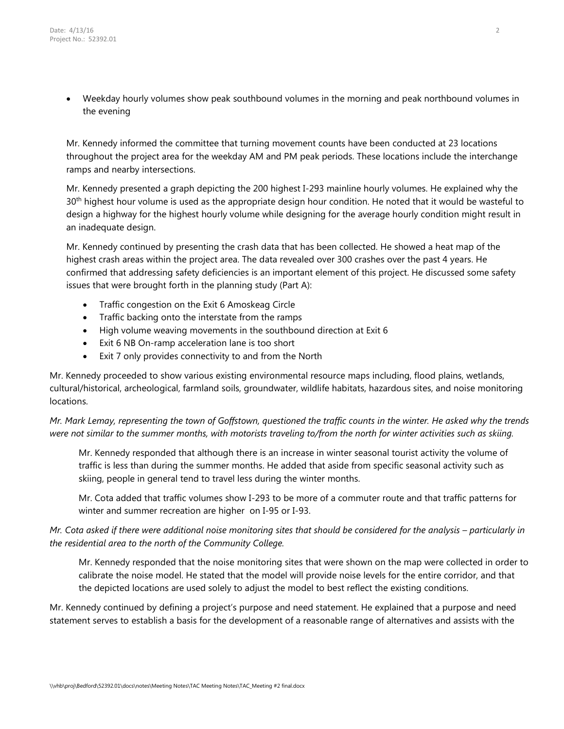- Weekday hourly volumes show peak southbound volumes in the morning and peak northbound volumes in the evening

Mr. Kennedy informed the committee that turning movement counts have been conducted at 23 locations throughout the project area for the weekday AM and PM peak periods. These locations include the interchange ramps and nearby intersections.

Mr. Kennedy presented a graph depicting the 200 highest I-293 mainline hourly volumes. He explained why the 30th highest hour volume is used as the appropriate design hour condition. He noted that it would be wasteful to design a highway for the highest hourly volume while designing for the average hourly condition might result in an inadequate design.

Mr. Kennedy continued by presenting the crash data that has been collected. He showed a heat map of the highest crash areas within the project area. The data revealed over 300 crashes over the past 4 years. He confirmed that addressing safety deficiencies is an important element of this project. He discussed some safety issues that were brought forth in the planning study (Part A):

- Traffic congestion on the Exit 6 Amoskeag Circle
- Traffic backing onto the interstate from the ramps
- High volume weaving movements in the southbound direction at Exit 6
- Exit 6 NB On-ramp acceleration lane is too short
- Exit 7 only provides connectivity to and from the North

Mr. Kennedy proceeded to show various existing environmental resource maps including, flood plains, wetlands, cultural/historical, archeological, farmland soils, groundwater, wildlife habitats, hazardous sites, and noise monitoring locations.

*Mr. Mark Lemay, representing the town of Goffstown, questioned the traffic counts in the winter. He asked why the trends were not similar to the summer months, with motorists traveling to/from the north for winter activities such as skiing.*

Mr. Kennedy responded that although there is an increase in winter seasonal tourist activity the volume of traffic is less than during the summer months. He added that aside from specific seasonal activity such as skiing, people in general tend to travel less during the winter months.

Mr. Cota added that traffic volumes show I-293 to be more of a commuter route and that traffic patterns for winter and summer recreation are higher on I-95 or I-93.

*Mr. Cota asked if there were additional noise monitoring sites that should be considered for the analysis – particularly in the residential area to the north of the Community College.*

Mr. Kennedy responded that the noise monitoring sites that were shown on the map were collected in order to calibrate the noise model. He stated that the model will provide noise levels for the entire corridor, and that the depicted locations are used solely to adjust the model to best reflect the existing conditions.

Mr. Kennedy continued by defining a project's purpose and need statement. He explained that a purpose and need statement serves to establish a basis for the development of a reasonable range of alternatives and assists with the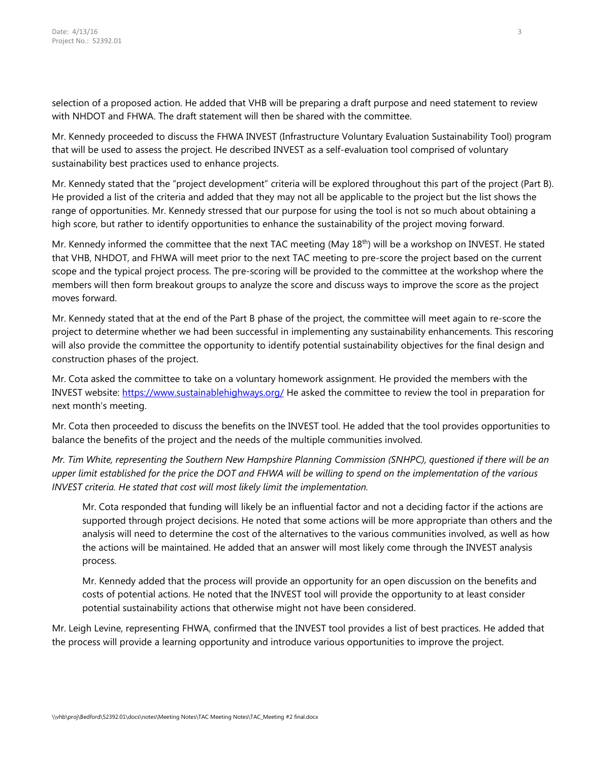selection of a proposed action. He added that VHB will be preparing a draft purpose and need statement to review with NHDOT and FHWA. The draft statement will then be shared with the committee.

Mr. Kennedy proceeded to discuss the FHWA INVEST (Infrastructure Voluntary Evaluation Sustainability Tool) program that will be used to assess the project. He described INVEST as a self-evaluation tool comprised of voluntary sustainability best practices used to enhance projects.

Mr. Kennedy stated that the "project development" criteria will be explored throughout this part of the project (Part B). He provided a list of the criteria and added that they may not all be applicable to the project but the list shows the range of opportunities. Mr. Kennedy stressed that our purpose for using the tool is not so much about obtaining a high score, but rather to identify opportunities to enhance the sustainability of the project moving forward.

Mr. Kennedy informed the committee that the next TAC meeting (May 18th) will be a workshop on INVEST. He stated that VHB, NHDOT, and FHWA will meet prior to the next TAC meeting to pre-score the project based on the current scope and the typical project process. The pre-scoring will be provided to the committee at the workshop where the members will then form breakout groups to analyze the score and discuss ways to improve the score as the project moves forward.

Mr. Kennedy stated that at the end of the Part B phase of the project, the committee will meet again to re-score the project to determine whether we had been successful in implementing any sustainability enhancements. This rescoring will also provide the committee the opportunity to identify potential sustainability objectives for the final design and construction phases of the project.

Mr. Cota asked the committee to take on a voluntary homework assignment. He provided the members with the INVEST website: [https://www.sustainablehighways.org/](https://www.sustainablehighways.org/) He asked the committee to review the tool in preparation for next month's meeting.

Mr. Cota then proceeded to discuss the benefits on the INVEST tool. He added that the tool provides opportunities to balance the benefits of the project and the needs of the multiple communities involved.

*Mr. Tim White, representing the Southern New Hampshire Planning Commission (SNHPC), questioned if there will be an upper limit established for the price the DOT and FHWA will be willing to spend on the implementation of the various INVEST criteria. He stated that cost will most likely limit the implementation.*

> Mr. Cota responded that funding will likely be an influential factor and not a deciding factor if the actions are supported through project decisions. He noted that some actions will be more appropriate than others and the analysis will need to determine the cost of the alternatives to the various communities involved, as well as how the actions will be maintained. He added that an answer will most likely come through the INVEST analysis process.
>
> Mr. Kennedy added that the process will provide an opportunity for an open discussion on the benefits and costs of potential actions. He noted that the INVEST tool will provide the opportunity to at least consider potential sustainability actions that otherwise might not have been considered.

Mr. Leigh Levine, representing FHWA, confirmed that the INVEST tool provides a list of best practices. He added that the process will provide a learning opportunity and introduce various opportunities to improve the project.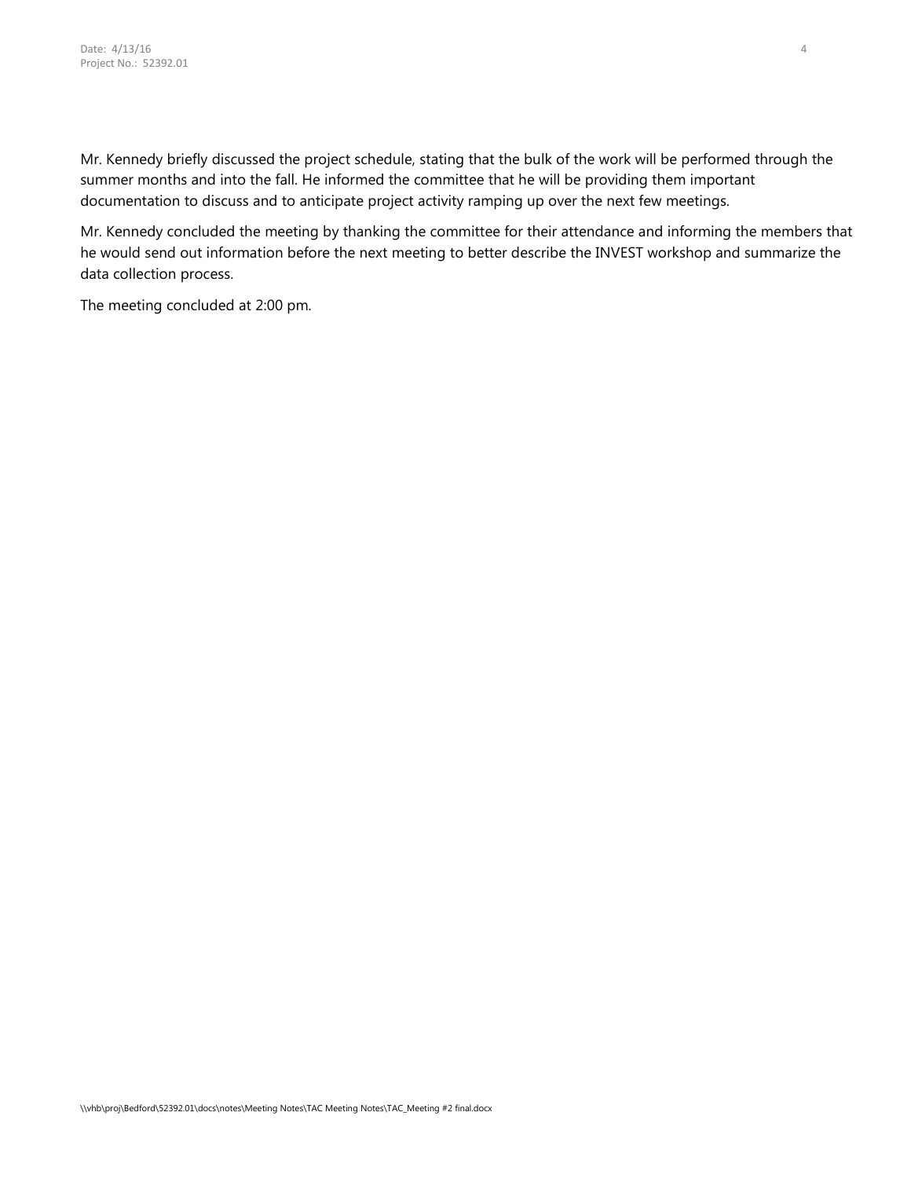Mr. Kennedy briefly discussed the project schedule, stating that the bulk of the work will be performed through the summer months and into the fall. He informed the committee that he will be providing them important documentation to discuss and to anticipate project activity ramping up over the next few meetings.

Mr. Kennedy concluded the meeting by thanking the committee for their attendance and informing the members that he would send out information before the next meeting to better describe the INVEST workshop and summarize the data collection process.

The meeting concluded at 2:00 pm.